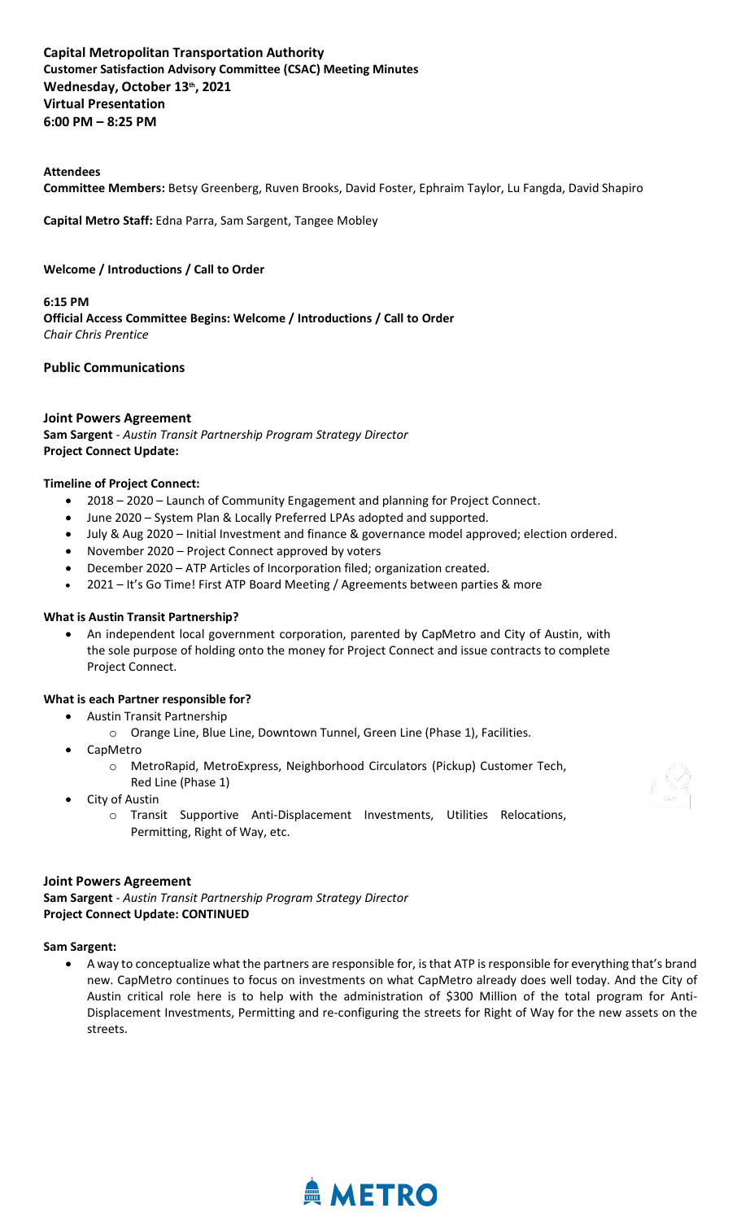**Capital Metropolitan Transportation Authority**
**Customer Satisfaction Advisory Committee (CSAC) Meeting Minutes**
**Wednesday, October 13th, 2021**
**Virtual Presentation**
**6:00 PM – 8:25 PM**

**Attendees**

**Committee Members:** Betsy Greenberg, Ruven Brooks, David Foster, Ephraim Taylor, Lu Fangda, David Shapiro

**Capital Metro Staff:** Edna Parra, Sam Sargent, Tangee Mobley

**Welcome / Introductions / Call to Order**

**6:15 PM**
**Official Access Committee Begins: Welcome / Introductions / Call to Order**
*Chair Chris Prentice*

**Public Communications**

**Joint Powers Agreement**
**Sam Sargent** - *Austin Transit Partnership Program Strategy Director*
**Project Connect Update:**

**Timeline of Project Connect:**

- 2018 – 2020 – Launch of Community Engagement and planning for Project Connect.
- June 2020 – System Plan & Locally Preferred LPAs adopted and supported.
- July & Aug 2020 – Initial Investment and finance & governance model approved; election ordered.
- November 2020 – Project Connect approved by voters
- December 2020 – ATP Articles of Incorporation filed; organization created.
- 2021 – It's Go Time! First ATP Board Meeting / Agreements between parties & more

**What is Austin Transit Partnership?**

- An independent local government corporation, parented by CapMetro and City of Austin, with the sole purpose of holding onto the money for Project Connect and issue contracts to complete Project Connect.

**What is each Partner responsible for?**

- Austin Transit Partnership
  - Orange Line, Blue Line, Downtown Tunnel, Green Line (Phase 1), Facilities.
- CapMetro
  - MetroRapid, MetroExpress, Neighborhood Circulators (Pickup) Customer Tech, Red Line (Phase 1)
- City of Austin
  - Transit Supportive Anti-Displacement Investments, Utilities Relocations, Permitting, Right of Way, etc.

**Joint Powers Agreement**
**Sam Sargent** - *Austin Transit Partnership Program Strategy Director*
**Project Connect Update: CONTINUED**

**Sam Sargent:**

- A way to conceptualize what the partners are responsible for, is that ATP is responsible for everything that's brand new. CapMetro continues to focus on investments on what CapMetro already does well today. And the City of Austin critical role here is to help with the administration of $300 Million of the total program for Anti-Displacement Investments, Permitting and re-configuring the streets for Right of Way for the new assets on the streets.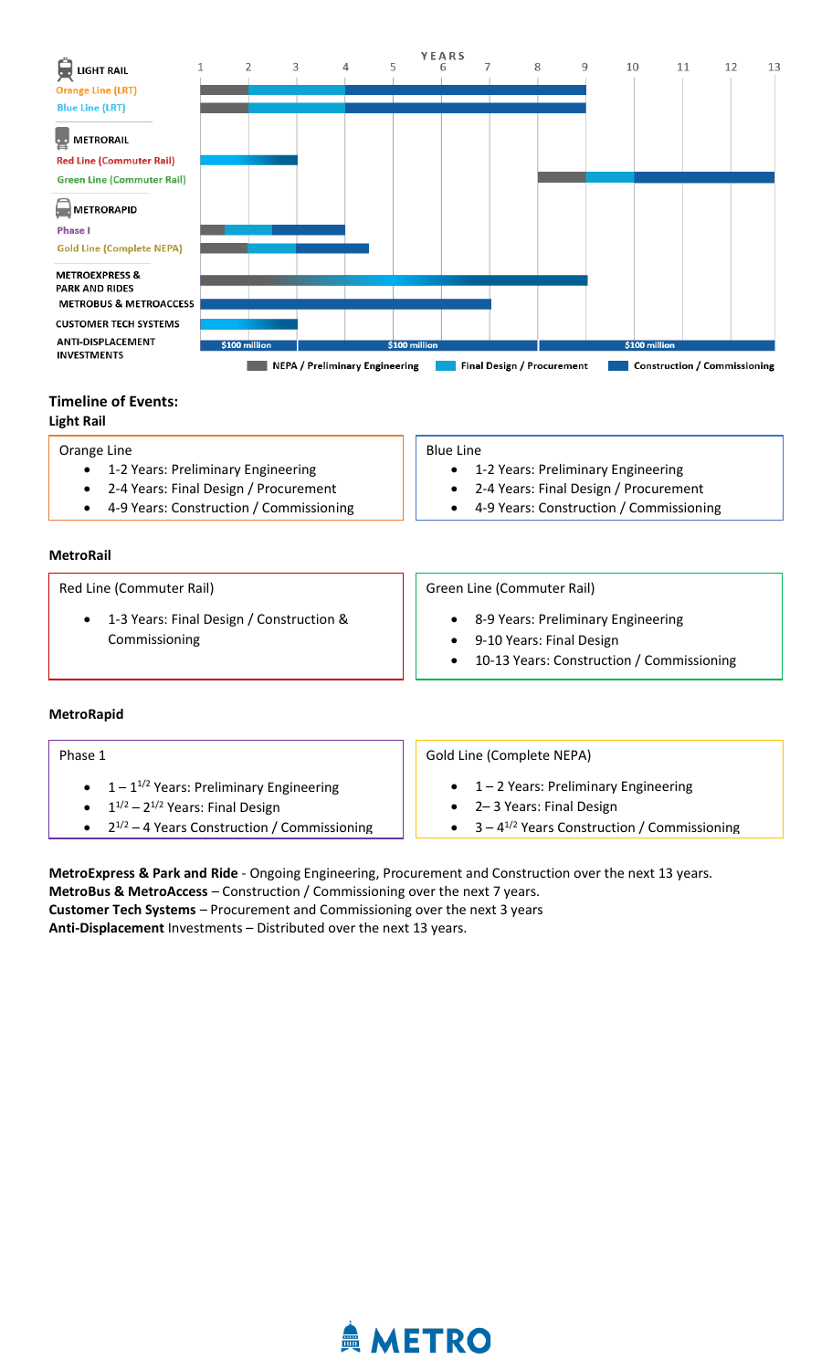**YEARS**: 1 · 2 · 3 · 4 · 5 · 6 · 7 · 8 · 9 · 10 · 11 · 12 · 13

**LIGHT RAIL**
- Orange Line (LRT)
- Blue Line (LRT)

**METRORAIL**
- Red Line (Commuter Rail)
- Green Line (Commuter Rail)

**METRORAPID**
- Phase I
- Gold Line (Complete NEPA)

**METROEXPRESS & PARK AND RIDES**

**METROBUS & METROACCESS**

**CUSTOMER TECH SYSTEMS**

**ANTI-DISPLACEMENT INVESTMENTS**: $100 million · $100 million · $100 million

Legend: NEPA / Preliminary Engineering · Final Design / Procurement · Construction / Commissioning

### Timeline of Events:

#### Light Rail

Orange Line
- 1-2 Years: Preliminary Engineering
- 2-4 Years: Final Design / Procurement
- 4-9 Years: Construction / Commissioning

Blue Line
- 1-2 Years: Preliminary Engineering
- 2-4 Years: Final Design / Procurement
- 4-9 Years: Construction / Commissioning

#### MetroRail

Red Line (Commuter Rail)
- 1-3 Years: Final Design / Construction & Commissioning

Green Line (Commuter Rail)
- 8-9 Years: Preliminary Engineering
- 9-10 Years: Final Design
- 10-13 Years: Construction / Commissioning

#### MetroRapid

Phase 1
- $1 – 1^{1/2}$ Years: Preliminary Engineering
- $1^{1/2} – 2^{1/2}$ Years: Final Design
- $2^{1/2}$ – 4 Years Construction / Commissioning

Gold Line (Complete NEPA)
- 1 – 2 Years: Preliminary Engineering
- 2– 3 Years: Final Design
- 3 – $4^{1/2}$ Years Construction / Commissioning

**MetroExpress & Park and Ride** - Ongoing Engineering, Procurement and Construction over the next 13 years.
**MetroBus & MetroAccess** – Construction / Commissioning over the next 7 years.
**Customer Tech Systems** – Procurement and Commissioning over the next 3 years
**Anti-Displacement** Investments – Distributed over the next 13 years.

METRO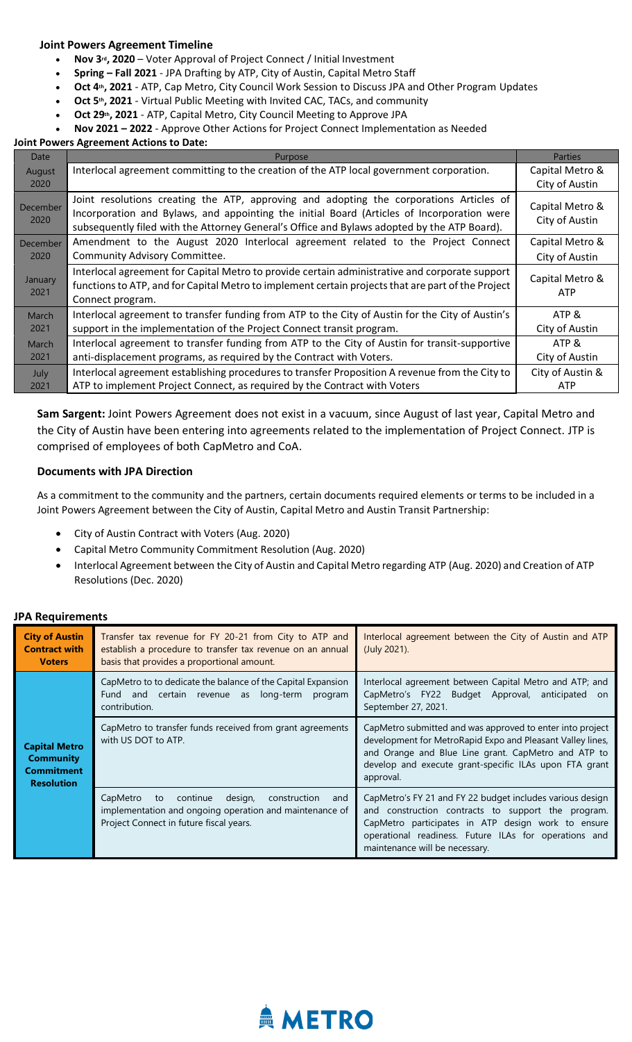**Joint Powers Agreement Timeline**

- **Nov 3rd, 2020** – Voter Approval of Project Connect / Initial Investment
- **Spring – Fall 2021** - JPA Drafting by ATP, City of Austin, Capital Metro Staff
- **Oct 4th, 2021** - ATP, Cap Metro, City Council Work Session to Discuss JPA and Other Program Updates
- **Oct 5th, 2021** - Virtual Public Meeting with Invited CAC, TACs, and community
- **Oct 29th, 2021** - ATP, Capital Metro, City Council Meeting to Approve JPA
- **Nov 2021 – 2022** - Approve Other Actions for Project Connect Implementation as Needed

**Joint Powers Agreement Actions to Date:**

| Date | Purpose | Parties |
|---|---|---|
| August 2020 | Interlocal agreement committing to the creation of the ATP local government corporation. | Capital Metro & City of Austin |
| December 2020 | Joint resolutions creating the ATP, approving and adopting the corporations Articles of Incorporation and Bylaws, and appointing the initial Board (Articles of Incorporation were subsequently filed with the Attorney General's Office and Bylaws adopted by the ATP Board). | Capital Metro & City of Austin |
| December 2020 | Amendment to the August 2020 Interlocal agreement related to the Project Connect Community Advisory Committee. | Capital Metro & City of Austin |
| January 2021 | Interlocal agreement for Capital Metro to provide certain administrative and corporate support functions to ATP, and for Capital Metro to implement certain projects that are part of the Project Connect program. | Capital Metro & ATP |
| March 2021 | Interlocal agreement to transfer funding from ATP to the City of Austin for the City of Austin's support in the implementation of the Project Connect transit program. | ATP & City of Austin |
| March 2021 | Interlocal agreement to transfer funding from ATP to the City of Austin for transit-supportive anti-displacement programs, as required by the Contract with Voters. | ATP & City of Austin |
| July 2021 | Interlocal agreement establishing procedures to transfer Proposition A revenue from the City to ATP to implement Project Connect, as required by the Contract with Voters | City of Austin & ATP |

**Sam Sargent:** Joint Powers Agreement does not exist in a vacuum, since August of last year, Capital Metro and the City of Austin have been entering into agreements related to the implementation of Project Connect. JTP is comprised of employees of both CapMetro and CoA.

**Documents with JPA Direction**

As a commitment to the community and the partners, certain documents required elements or terms to be included in a Joint Powers Agreement between the City of Austin, Capital Metro and Austin Transit Partnership:

- City of Austin Contract with Voters (Aug. 2020)
- Capital Metro Community Commitment Resolution (Aug. 2020)
- Interlocal Agreement between the City of Austin and Capital Metro regarding ATP (Aug. 2020) and Creation of ATP Resolutions (Dec. 2020)

**JPA Requirements**

| | | |
|---|---|---|
| **City of Austin Contract with Voters** | Transfer tax revenue for FY 20-21 from City to ATP and establish a procedure to transfer tax revenue on an annual basis that provides a proportional amount. | Interlocal agreement between the City of Austin and ATP (July 2021). |
| **Capital Metro Community Commitment Resolution** | CapMetro to to dedicate the balance of the Capital Expansion Fund and certain revenue as long-term program contribution. | Interlocal agreement between Capital Metro and ATP; and CapMetro's FY22 Budget Approval, anticipated on September 27, 2021. |
| | CapMetro to transfer funds received from grant agreements with US DOT to ATP. | CapMetro submitted and was approved to enter into project development for MetroRapid Expo and Pleasant Valley lines, and Orange and Blue Line grant. CapMetro and ATP to develop and execute grant-specific ILAs upon FTA grant approval. |
| | CapMetro to continue design, construction and implementation and ongoing operation and maintenance of Project Connect in future fiscal years. | CapMetro's FY 21 and FY 22 budget includes various design and construction contracts to support the program. CapMetro participates in ATP design work to ensure operational readiness. Future ILAs for operations and maintenance will be necessary. |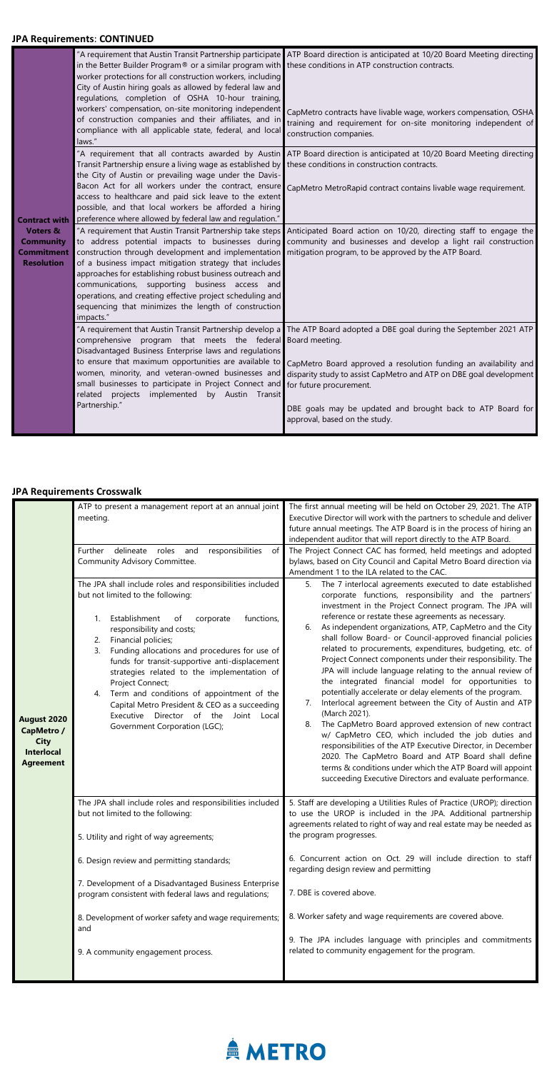## JPA Requirements: CONTINUED

| | | |
|---|---|---|
| **Contract with Voters & Community Commitment Resolution** | "A requirement that Austin Transit Partnership participate in the Better Builder Program® or a similar program with worker protections for all construction workers, including City of Austin hiring goals as allowed by federal law and regulations, completion of OSHA 10-hour training, workers' compensation, on-site monitoring independent of construction companies and their affiliates, and in compliance with all applicable state, federal, and local laws." | ATP Board direction is anticipated at 10/20 Board Meeting directing these conditions in ATP construction contracts.<br><br>CapMetro contracts have livable wage, workers compensation, OSHA training and requirement for on-site monitoring independent of construction companies. |
| | "A requirement that all contracts awarded by Austin Transit Partnership ensure a living wage as established by the City of Austin or prevailing wage under the Davis-Bacon Act for all workers under the contract, ensure access to healthcare and paid sick leave to the extent possible, and that local workers be afforded a hiring preference where allowed by federal law and regulation." | ATP Board direction is anticipated at 10/20 Board Meeting directing these conditions in construction contracts.<br><br>CapMetro MetroRapid contract contains livable wage requirement. |
| | "A requirement that Austin Transit Partnership take steps to address potential impacts to businesses during construction through development and implementation of a business impact mitigation strategy that includes approaches for establishing robust business outreach and communications, supporting business access and operations, and creating effective project scheduling and sequencing that minimizes the length of construction impacts." | Anticipated Board action on 10/20, directing staff to engage the community and businesses and develop a light rail construction mitigation program, to be approved by the ATP Board. |
| | "A requirement that Austin Transit Partnership develop a comprehensive program that meets the federal Disadvantaged Business Enterprise laws and regulations to ensure that maximum opportunities are available to women, minority, and veteran-owned businesses and small businesses to participate in Project Connect and related projects implemented by Austin Transit Partnership." | The ATP Board adopted a DBE goal during the September 2021 ATP Board meeting.<br><br>CapMetro Board approved a resolution funding an availability and disparity study to assist CapMetro and ATP on DBE goal development for future procurement.<br><br>DBE goals may be updated and brought back to ATP Board for approval, based on the study. |

## JPA Requirements Crosswalk

| | | |
|---|---|---|
| **August 2020 CapMetro / City Interlocal Agreement** | ATP to present a management report at an annual joint meeting. | The first annual meeting will be held on October 29, 2021. The ATP Executive Director will work with the partners to schedule and deliver future annual meetings. The ATP Board is in the process of hiring an independent auditor that will report directly to the ATP Board. |
| | Further delineate roles and responsibilities of Community Advisory Committee. | The Project Connect CAC has formed, held meetings and adopted bylaws, based on City Council and Capital Metro Board direction via Amendment 1 to the ILA related to the CAC. |
| | The JPA shall include roles and responsibilities included but not limited to the following:<br><br>1. Establishment of corporate functions, responsibility and costs;<br>2. Financial policies;<br>3. Funding allocations and procedures for use of funds for transit-supportive anti-displacement strategies related to the implementation of Project Connect;<br>4. Term and conditions of appointment of the Capital Metro President & CEO as a succeeding Executive Director of the Joint Local Government Corporation (LGC); | 5. The 7 interlocal agreements executed to date established corporate functions, responsibility and the partners' investment in the Project Connect program. The JPA will reference or restate these agreements as necessary.<br>6. As independent organizations, ATP, CapMetro and the City shall follow Board- or Council-approved financial policies related to procurements, expenditures, budgeting, etc. of Project Connect components under their responsibility. The JPA will include language relating to the annual review of the integrated financial model for opportunities to potentially accelerate or delay elements of the program.<br>7. Interlocal agreement between the City of Austin and ATP (March 2021).<br>8. The CapMetro Board approved extension of new contract w/ CapMetro CEO, which included the job duties and responsibilities of the ATP Executive Director, in December 2020. The CapMetro Board and ATP Board shall define terms & conditions under which the ATP Board will appoint succeeding Executive Directors and evaluate performance. |
| | The JPA shall include roles and responsibilities included but not limited to the following:<br><br>5. Utility and right of way agreements;<br><br>6. Design review and permitting standards;<br><br>7. Development of a Disadvantaged Business Enterprise program consistent with federal laws and regulations;<br><br>8. Development of worker safety and wage requirements; and<br><br>9. A community engagement process. | 5. Staff are developing a Utilities Rules of Practice (UROP); direction to use the UROP is included in the JPA. Additional partnership agreements related to right of way and real estate may be needed as the program progresses.<br><br>6. Concurrent action on Oct. 29 will include direction to staff regarding design review and permitting<br><br>7. DBE is covered above.<br><br>8. Worker safety and wage requirements are covered above.<br><br>9. The JPA includes language with principles and commitments related to community engagement for the program. |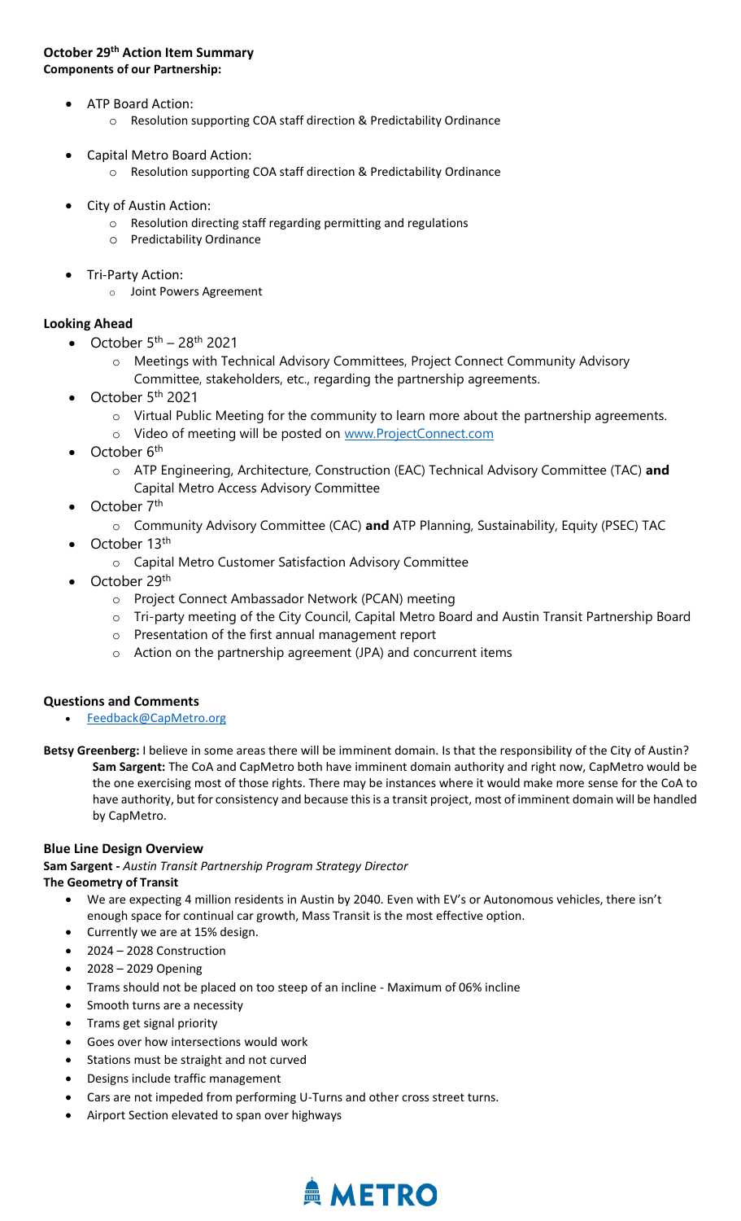**October 29th Action Item Summary**
**Components of our Partnership:**

- ATP Board Action:
  - Resolution supporting COA staff direction & Predictability Ordinance
- Capital Metro Board Action:
  - Resolution supporting COA staff direction & Predictability Ordinance
- City of Austin Action:
  - Resolution directing staff regarding permitting and regulations
  - Predictability Ordinance
- Tri-Party Action:
  - Joint Powers Agreement

**Looking Ahead**

- October 5th – 28th 2021
  - Meetings with Technical Advisory Committees, Project Connect Community Advisory Committee, stakeholders, etc., regarding the partnership agreements.
- October 5th 2021
  - Virtual Public Meeting for the community to learn more about the partnership agreements.
  - Video of meeting will be posted on [www.ProjectConnect.com](http://www.ProjectConnect.com)
- October 6th
  - ATP Engineering, Architecture, Construction (EAC) Technical Advisory Committee (TAC) **and** Capital Metro Access Advisory Committee
- October 7th
  - Community Advisory Committee (CAC) **and** ATP Planning, Sustainability, Equity (PSEC) TAC
- October 13th
  - Capital Metro Customer Satisfaction Advisory Committee
- October 29th
  - Project Connect Ambassador Network (PCAN) meeting
  - Tri-party meeting of the City Council, Capital Metro Board and Austin Transit Partnership Board
  - Presentation of the first annual management report
  - Action on the partnership agreement (JPA) and concurrent items

**Questions and Comments**

- [Feedback@CapMetro.org](mailto:Feedback@CapMetro.org)

**Betsy Greenberg:** I believe in some areas there will be imminent domain. Is that the responsibility of the City of Austin?

> **Sam Sargent:** The CoA and CapMetro both have imminent domain authority and right now, CapMetro would be the one exercising most of those rights. There may be instances where it would make more sense for the CoA to have authority, but for consistency and because this is a transit project, most of imminent domain will be handled by CapMetro.

**Blue Line Design Overview**

**Sam Sargent -** *Austin Transit Partnership Program Strategy Director*

**The Geometry of Transit**

- We are expecting 4 million residents in Austin by 2040. Even with EV's or Autonomous vehicles, there isn't enough space for continual car growth, Mass Transit is the most effective option.
- Currently we are at 15% design.
- 2024 – 2028 Construction
- 2028 – 2029 Opening
- Trams should not be placed on too steep of an incline - Maximum of 06% incline
- Smooth turns are a necessity
- Trams get signal priority
- Goes over how intersections would work
- Stations must be straight and not curved
- Designs include traffic management
- Cars are not impeded from performing U-Turns and other cross street turns.
- Airport Section elevated to span over highways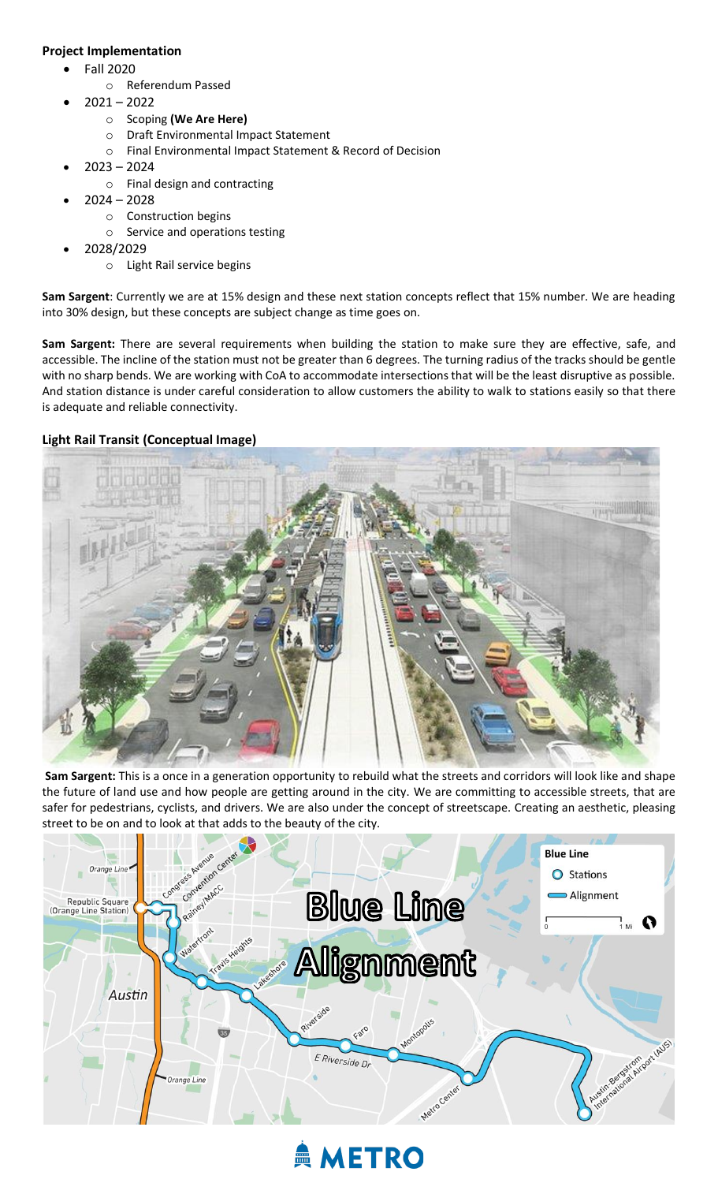**Project Implementation**

- Fall 2020
  - Referendum Passed
- 2021 – 2022
  - Scoping **(We Are Here)**
  - Draft Environmental Impact Statement
  - Final Environmental Impact Statement & Record of Decision
- 2023 – 2024
  - Final design and contracting
- 2024 – 2028
  - Construction begins
  - Service and operations testing
- 2028/2029
  - Light Rail service begins

**Sam Sargent**: Currently we are at 15% design and these next station concepts reflect that 15% number. We are heading into 30% design, but these concepts are subject change as time goes on.

**Sam Sargent:** There are several requirements when building the station to make sure they are effective, safe, and accessible. The incline of the station must not be greater than 6 degrees. The turning radius of the tracks should be gentle with no sharp bends. We are working with CoA to accommodate intersections that will be the least disruptive as possible. And station distance is under careful consideration to allow customers the ability to walk to stations easily so that there is adequate and reliable connectivity.

**Light Rail Transit (Conceptual Image)**

**Sam Sargent:** This is a once in a generation opportunity to rebuild what the streets and corridors will look like and shape the future of land use and how people are getting around in the city. We are committing to accessible streets, that are safer for pedestrians, cyclists, and drivers. We are also under the concept of streetscape. Creating an aesthetic, pleasing street to be on and to look at that adds to the beauty of the city.

**Blue Line Alignment**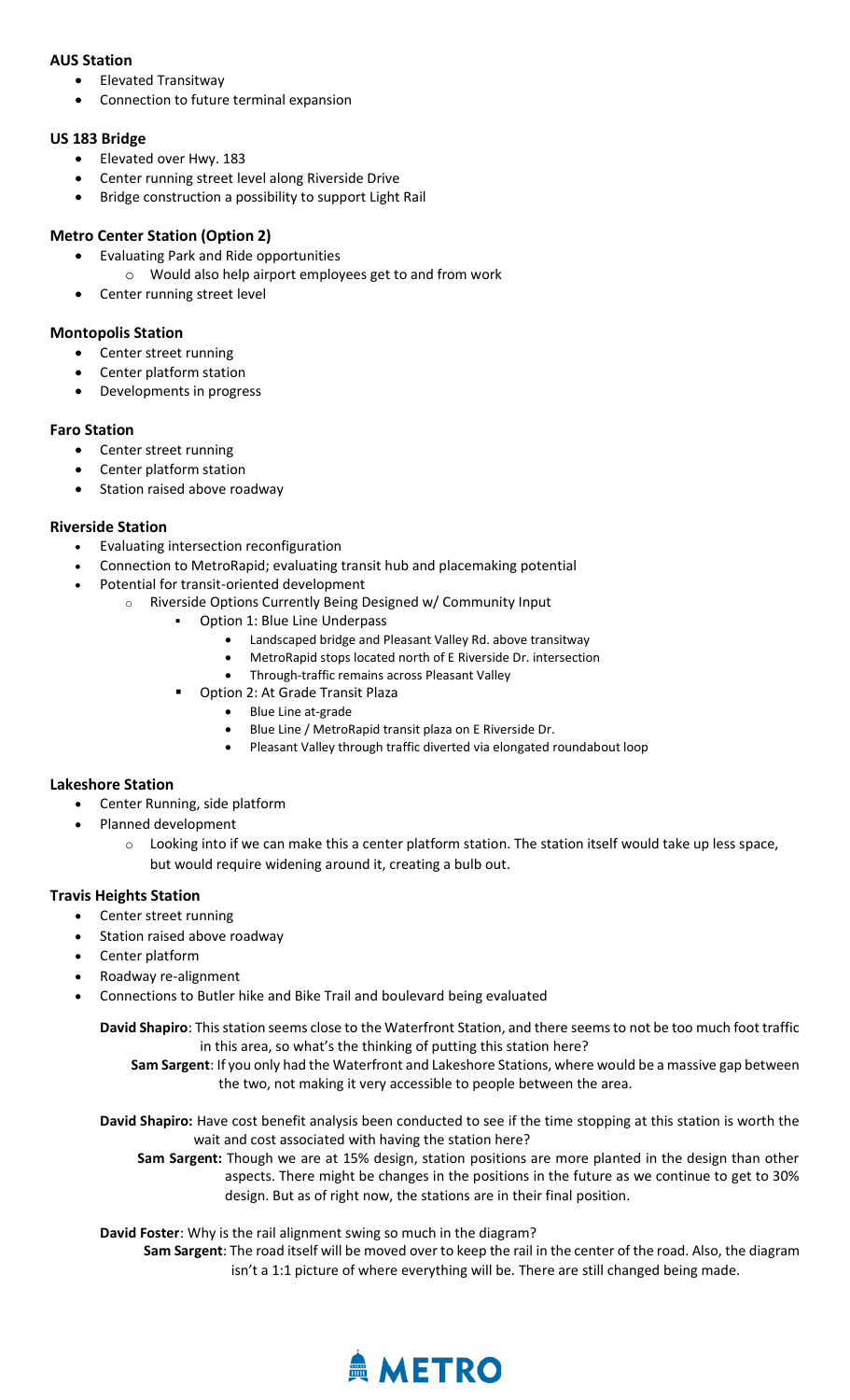**AUS Station**

- Elevated Transitway
- Connection to future terminal expansion

**US 183 Bridge**

- Elevated over Hwy. 183
- Center running street level along Riverside Drive
- Bridge construction a possibility to support Light Rail

**Metro Center Station (Option 2)**

- Evaluating Park and Ride opportunities
    - Would also help airport employees get to and from work
- Center running street level

**Montopolis Station**

- Center street running
- Center platform station
- Developments in progress

**Faro Station**

- Center street running
- Center platform station
- Station raised above roadway

**Riverside Station**

- Evaluating intersection reconfiguration
- Connection to MetroRapid; evaluating transit hub and placemaking potential
- Potential for transit-oriented development
    - Riverside Options Currently Being Designed w/ Community Input
        - Option 1: Blue Line Underpass
            - Landscaped bridge and Pleasant Valley Rd. above transitway
            - MetroRapid stops located north of E Riverside Dr. intersection
            - Through-traffic remains across Pleasant Valley
        - Option 2: At Grade Transit Plaza
            - Blue Line at-grade
            - Blue Line / MetroRapid transit plaza on E Riverside Dr.
            - Pleasant Valley through traffic diverted via elongated roundabout loop

**Lakeshore Station**

- Center Running, side platform
- Planned development
    - Looking into if we can make this a center platform station. The station itself would take up less space, but would require widening around it, creating a bulb out.

**Travis Heights Station**

- Center street running
- Station raised above roadway
- Center platform
- Roadway re-alignment
- Connections to Butler hike and Bike Trail and boulevard being evaluated

**David Shapiro**: This station seems close to the Waterfront Station, and there seems to not be too much foot traffic in this area, so what's the thinking of putting this station here?

**Sam Sargent**: If you only had the Waterfront and Lakeshore Stations, where would be a massive gap between the two, not making it very accessible to people between the area.

**David Shapiro:** Have cost benefit analysis been conducted to see if the time stopping at this station is worth the wait and cost associated with having the station here?

**Sam Sargent:** Though we are at 15% design, station positions are more planted in the design than other aspects. There might be changes in the positions in the future as we continue to get to 30% design. But as of right now, the stations are in their final position.

**David Foster**: Why is the rail alignment swing so much in the diagram?

**Sam Sargent**: The road itself will be moved over to keep the rail in the center of the road. Also, the diagram isn't a 1:1 picture of where everything will be. There are still changed being made.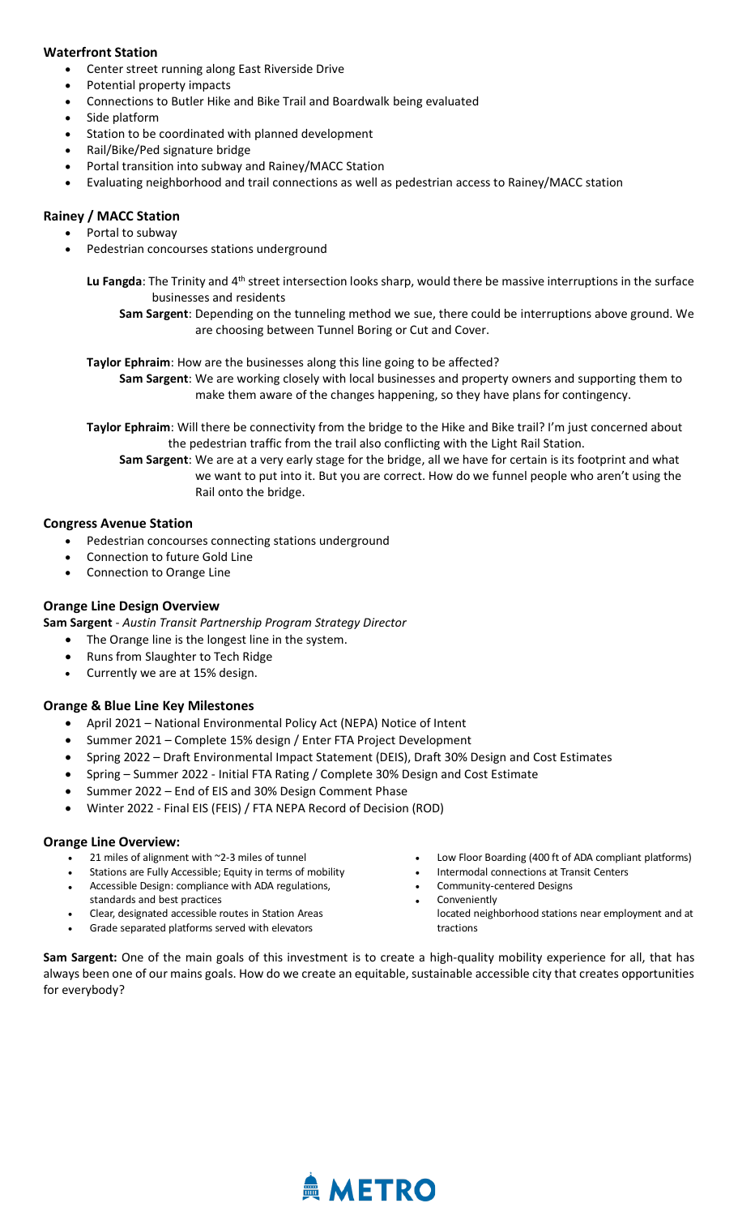### Waterfront Station

- Center street running along East Riverside Drive
- Potential property impacts
- Connections to Butler Hike and Bike Trail and Boardwalk being evaluated
- Side platform
- Station to be coordinated with planned development
- Rail/Bike/Ped signature bridge
- Portal transition into subway and Rainey/MACC Station
- Evaluating neighborhood and trail connections as well as pedestrian access to Rainey/MACC station

### Rainey / MACC Station

- Portal to subway
- Pedestrian concourses stations underground

**Lu Fangda**: The Trinity and 4th street intersection looks sharp, would there be massive interruptions in the surface businesses and residents

**Sam Sargent**: Depending on the tunneling method we sue, there could be interruptions above ground. We are choosing between Tunnel Boring or Cut and Cover.

**Taylor Ephraim**: How are the businesses along this line going to be affected?

**Sam Sargent**: We are working closely with local businesses and property owners and supporting them to make them aware of the changes happening, so they have plans for contingency.

**Taylor Ephraim**: Will there be connectivity from the bridge to the Hike and Bike trail? I'm just concerned about the pedestrian traffic from the trail also conflicting with the Light Rail Station.

**Sam Sargent**: We are at a very early stage for the bridge, all we have for certain is its footprint and what we want to put into it. But you are correct. How do we funnel people who aren't using the Rail onto the bridge.

### Congress Avenue Station

- Pedestrian concourses connecting stations underground
- Connection to future Gold Line
- Connection to Orange Line

### Orange Line Design Overview

**Sam Sargent** - *Austin Transit Partnership Program Strategy Director*

- The Orange line is the longest line in the system.
- Runs from Slaughter to Tech Ridge
- Currently we are at 15% design.

### Orange & Blue Line Key Milestones

- April 2021 – National Environmental Policy Act (NEPA) Notice of Intent
- Summer 2021 – Complete 15% design / Enter FTA Project Development
- Spring 2022 – Draft Environmental Impact Statement (DEIS), Draft 30% Design and Cost Estimates
- Spring – Summer 2022 - Initial FTA Rating / Complete 30% Design and Cost Estimate
- Summer 2022 – End of EIS and 30% Design Comment Phase
- Winter 2022 - Final EIS (FEIS) / FTA NEPA Record of Decision (ROD)

### Orange Line Overview:

- 21 miles of alignment with ~2-3 miles of tunnel
- Stations are Fully Accessible; Equity in terms of mobility
- Accessible Design: compliance with ADA regulations, standards and best practices
- Clear, designated accessible routes in Station Areas
- Grade separated platforms served with elevators
- Low Floor Boarding (400 ft of ADA compliant platforms)
- Intermodal connections at Transit Centers
- Community-centered Designs
- Conveniently located neighborhood stations near employment and at tractions

**Sam Sargent:** One of the main goals of this investment is to create a high-quality mobility experience for all, that has always been one of our mains goals. How do we create an equitable, sustainable accessible city that creates opportunities for everybody?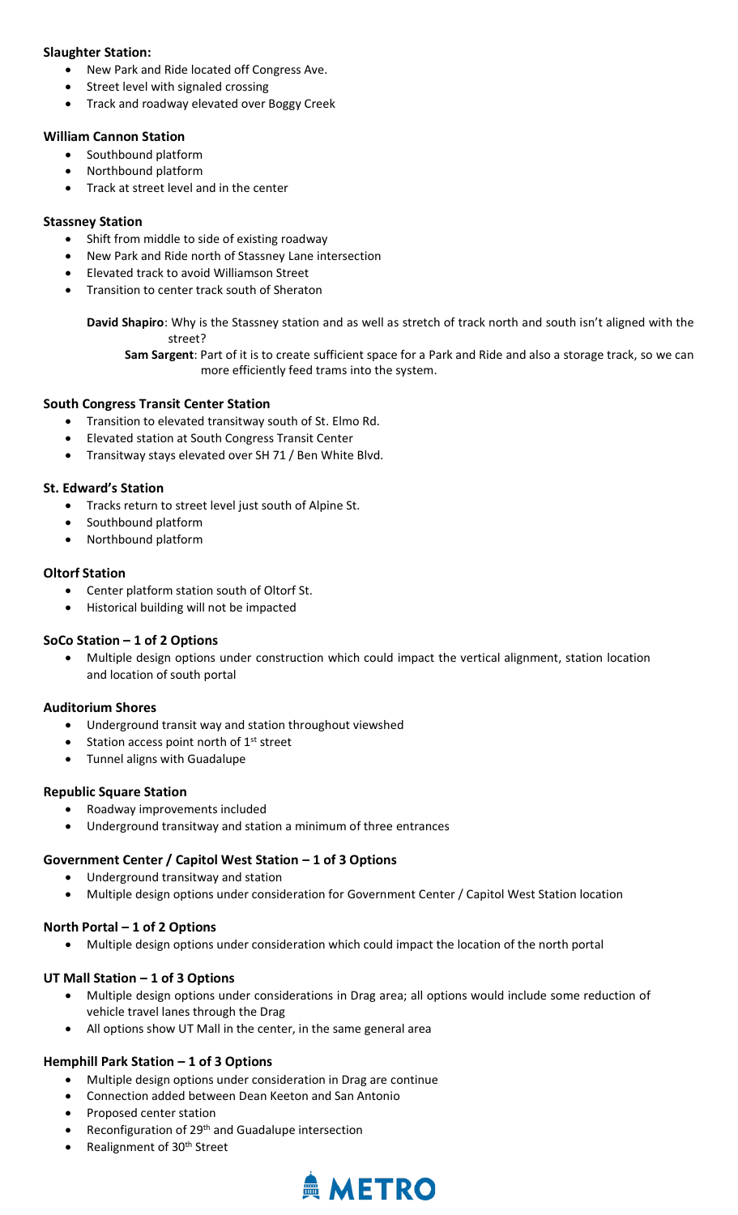**Slaughter Station:**

- New Park and Ride located off Congress Ave.
- Street level with signaled crossing
- Track and roadway elevated over Boggy Creek

**William Cannon Station**

- Southbound platform
- Northbound platform
- Track at street level and in the center

**Stassney Station**

- Shift from middle to side of existing roadway
- New Park and Ride north of Stassney Lane intersection
- Elevated track to avoid Williamson Street
- Transition to center track south of Sheraton

**David Shapiro**: Why is the Stassney station and as well as stretch of track north and south isn't aligned with the street?

**Sam Sargent**: Part of it is to create sufficient space for a Park and Ride and also a storage track, so we can more efficiently feed trams into the system.

**South Congress Transit Center Station**

- Transition to elevated transitway south of St. Elmo Rd.
- Elevated station at South Congress Transit Center
- Transitway stays elevated over SH 71 / Ben White Blvd.

**St. Edward's Station**

- Tracks return to street level just south of Alpine St.
- Southbound platform
- Northbound platform

**Oltorf Station**

- Center platform station south of Oltorf St.
- Historical building will not be impacted

**SoCo Station – 1 of 2 Options**

- Multiple design options under construction which could impact the vertical alignment, station location and location of south portal

**Auditorium Shores**

- Underground transit way and station throughout viewshed
- Station access point north of 1st street
- Tunnel aligns with Guadalupe

**Republic Square Station**

- Roadway improvements included
- Underground transitway and station a minimum of three entrances

**Government Center / Capitol West Station – 1 of 3 Options**

- Underground transitway and station
- Multiple design options under consideration for Government Center / Capitol West Station location

**North Portal – 1 of 2 Options**

- Multiple design options under consideration which could impact the location of the north portal

**UT Mall Station – 1 of 3 Options**

- Multiple design options under considerations in Drag area; all options would include some reduction of vehicle travel lanes through the Drag
- All options show UT Mall in the center, in the same general area

**Hemphill Park Station – 1 of 3 Options**

- Multiple design options under consideration in Drag are continue
- Connection added between Dean Keeton and San Antonio
- Proposed center station
- Reconfiguration of 29th and Guadalupe intersection
- Realignment of 30th Street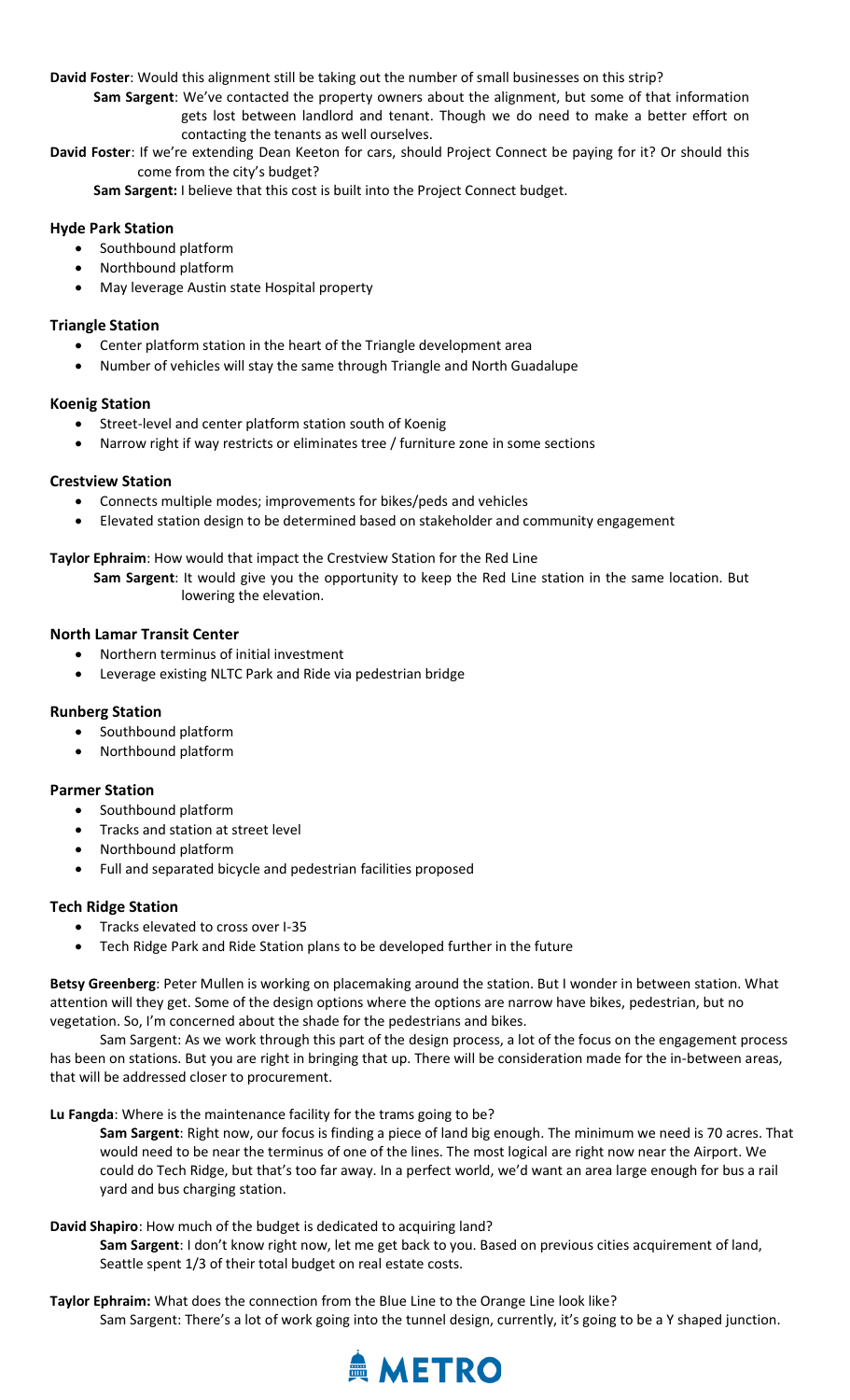**David Foster**: Would this alignment still be taking out the number of small businesses on this strip?

**Sam Sargent**: We've contacted the property owners about the alignment, but some of that information gets lost between landlord and tenant. Though we do need to make a better effort on contacting the tenants as well ourselves.

**David Foster**: If we're extending Dean Keeton for cars, should Project Connect be paying for it? Or should this come from the city's budget?

**Sam Sargent:** I believe that this cost is built into the Project Connect budget.

### Hyde Park Station

- Southbound platform
- Northbound platform
- May leverage Austin state Hospital property

### Triangle Station

- Center platform station in the heart of the Triangle development area
- Number of vehicles will stay the same through Triangle and North Guadalupe

### Koenig Station

- Street-level and center platform station south of Koenig
- Narrow right if way restricts or eliminates tree / furniture zone in some sections

### Crestview Station

- Connects multiple modes; improvements for bikes/peds and vehicles
- Elevated station design to be determined based on stakeholder and community engagement

**Taylor Ephraim**: How would that impact the Crestview Station for the Red Line

**Sam Sargent**: It would give you the opportunity to keep the Red Line station in the same location. But lowering the elevation.

### North Lamar Transit Center

- Northern terminus of initial investment
- Leverage existing NLTC Park and Ride via pedestrian bridge

### Runberg Station

- Southbound platform
- Northbound platform

### Parmer Station

- Southbound platform
- Tracks and station at street level
- Northbound platform
- Full and separated bicycle and pedestrian facilities proposed

### Tech Ridge Station

- Tracks elevated to cross over I-35
- Tech Ridge Park and Ride Station plans to be developed further in the future

**Betsy Greenberg**: Peter Mullen is working on placemaking around the station. But I wonder in between station. What attention will they get. Some of the design options where the options are narrow have bikes, pedestrian, but no vegetation. So, I'm concerned about the shade for the pedestrians and bikes.

Sam Sargent: As we work through this part of the design process, a lot of the focus on the engagement process has been on stations. But you are right in bringing that up. There will be consideration made for the in-between areas, that will be addressed closer to procurement.

**Lu Fangda**: Where is the maintenance facility for the trams going to be?

**Sam Sargent**: Right now, our focus is finding a piece of land big enough. The minimum we need is 70 acres. That would need to be near the terminus of one of the lines. The most logical are right now near the Airport. We could do Tech Ridge, but that's too far away. In a perfect world, we'd want an area large enough for bus a rail yard and bus charging station.

**David Shapiro**: How much of the budget is dedicated to acquiring land?

**Sam Sargent**: I don't know right now, let me get back to you. Based on previous cities acquirement of land, Seattle spent 1/3 of their total budget on real estate costs.

**Taylor Ephraim:** What does the connection from the Blue Line to the Orange Line look like?

Sam Sargent: There's a lot of work going into the tunnel design, currently, it's going to be a Y shaped junction.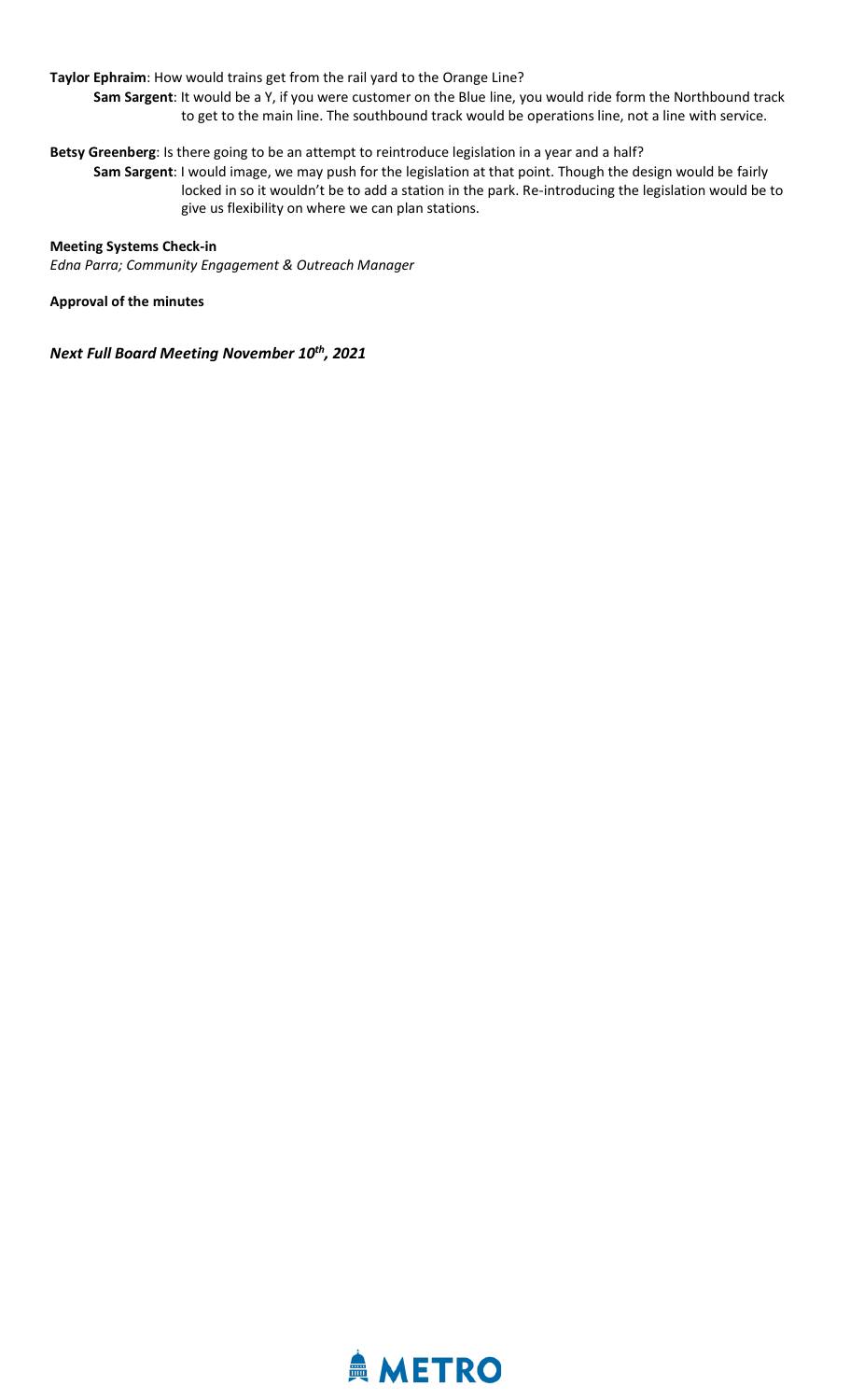**Taylor Ephraim**: How would trains get from the rail yard to the Orange Line?

**Sam Sargent**: It would be a Y, if you were customer on the Blue line, you would ride form the Northbound track to get to the main line. The southbound track would be operations line, not a line with service.

**Betsy Greenberg**: Is there going to be an attempt to reintroduce legislation in a year and a half?

**Sam Sargent**: I would image, we may push for the legislation at that point. Though the design would be fairly locked in so it wouldn't be to add a station in the park. Re-introducing the legislation would be to give us flexibility on where we can plan stations.

**Meeting Systems Check-in**

*Edna Parra; Community Engagement & Outreach Manager*

**Approval of the minutes**

***Next Full Board Meeting November 10th, 2021***